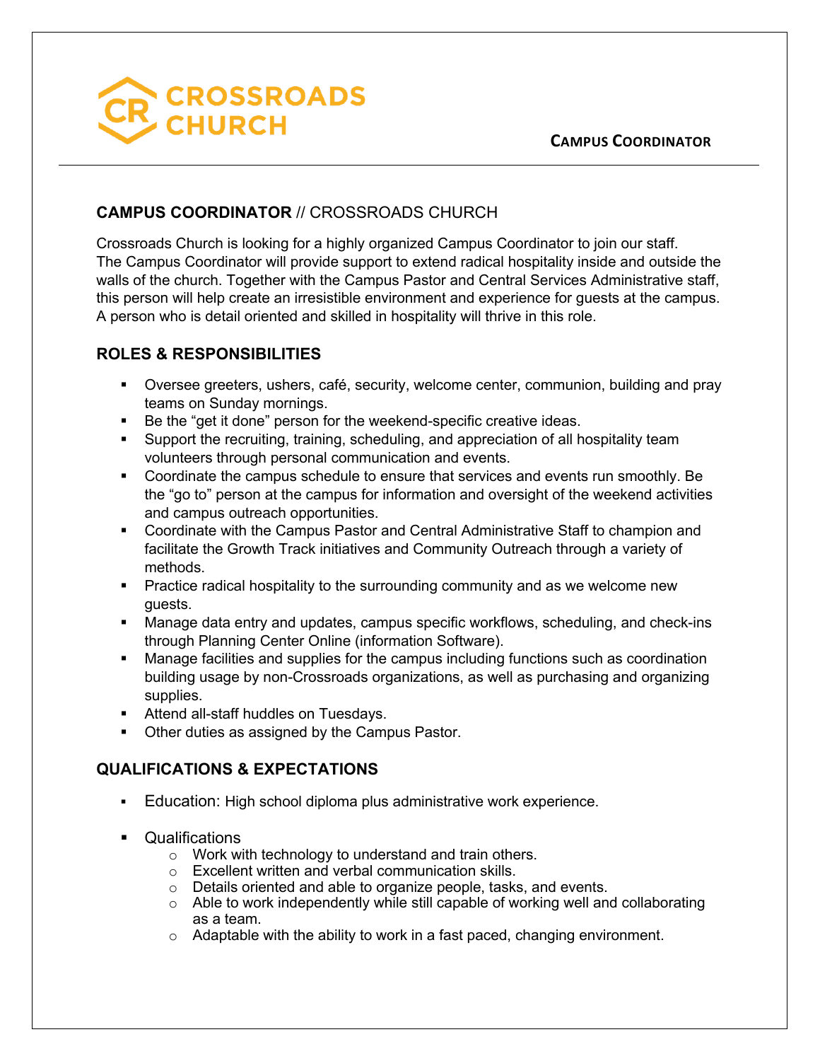# CROSSROADS CHURCH

**CAMPUS COORDINATOR**

## CAMPUS COORDINATOR // CROSSROADS CHURCH

Crossroads Church is looking for a highly organized Campus Coordinator to join our staff. The Campus Coordinator will provide support to extend radical hospitality inside and outside the walls of the church. Together with the Campus Pastor and Central Services Administrative staff, this person will help create an irresistible environment and experience for guests at the campus. A person who is detail oriented and skilled in hospitality will thrive in this role.

## ROLES & RESPONSIBILITIES

- Oversee greeters, ushers, café, security, welcome center, communion, building and pray teams on Sunday mornings.
- Be the "get it done" person for the weekend-specific creative ideas.
- Support the recruiting, training, scheduling, and appreciation of all hospitality team volunteers through personal communication and events.
- Coordinate the campus schedule to ensure that services and events run smoothly. Be the "go to" person at the campus for information and oversight of the weekend activities and campus outreach opportunities.
- Coordinate with the Campus Pastor and Central Administrative Staff to champion and facilitate the Growth Track initiatives and Community Outreach through a variety of methods.
- Practice radical hospitality to the surrounding community and as we welcome new guests.
- Manage data entry and updates, campus specific workflows, scheduling, and check-ins through Planning Center Online (information Software).
- Manage facilities and supplies for the campus including functions such as coordination building usage by non-Crossroads organizations, as well as purchasing and organizing supplies.
- Attend all-staff huddles on Tuesdays.
- Other duties as assigned by the Campus Pastor.

## QUALIFICATIONS & EXPECTATIONS

- Education: High school diploma plus administrative work experience.
- Qualifications
  - Work with technology to understand and train others.
  - Excellent written and verbal communication skills.
  - Details oriented and able to organize people, tasks, and events.
  - Able to work independently while still capable of working well and collaborating as a team.
  - Adaptable with the ability to work in a fast paced, changing environment.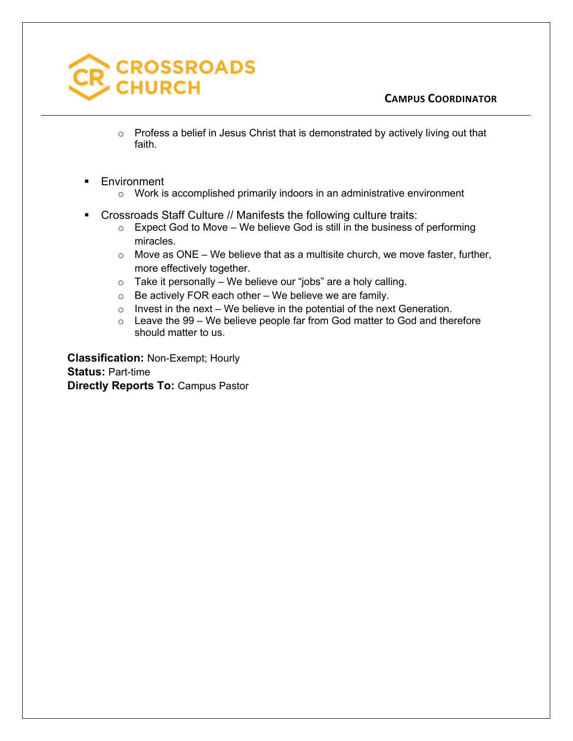- Profess a belief in Jesus Christ that is demonstrated by actively living out that faith.

- Environment
  - Work is accomplished primarily indoors in an administrative environment

- Crossroads Staff Culture // Manifests the following culture traits:
  - Expect God to Move – We believe God is still in the business of performing miracles.
  - Move as ONE – We believe that as a multisite church, we move faster, further, more effectively together.
  - Take it personally – We believe our "jobs" are a holy calling.
  - Be actively FOR each other – We believe we are family.
  - Invest in the next – We believe in the potential of the next Generation.
  - Leave the 99 – We believe people far from God matter to God and therefore should matter to us.

**Classification:** Non-Exempt; Hourly
**Status:** Part-time
**Directly Reports To:** Campus Pastor